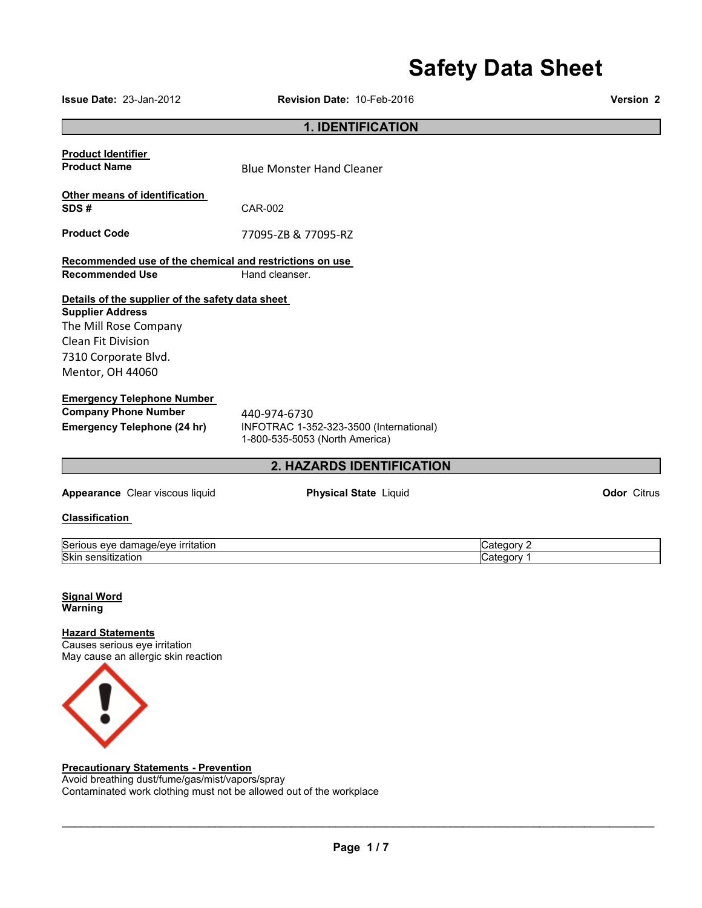# Safety Data Sheet

**Issue Date:** 23-Jan-2012 **Revision Date:** 10-Feb-2016 **Version** 2

## 1. IDENTIFICATION

**Product Identifier**

**Product Name** Blue Monster Hand Cleaner

**Other means of identification**

**SDS #** CAR-002

**Product Code** 77095-ZB & 77095-RZ

**Recommended use of the chemical and restrictions on use**

**Recommended Use** Hand cleanser.

**Details of the supplier of the safety data sheet**

**Supplier Address**
The Mill Rose Company
Clean Fit Division
7310 Corporate Blvd.
Mentor, OH 44060

**Emergency Telephone Number**

**Company Phone Number** 440-974-6730

**Emergency Telephone (24 hr)** INFOTRAC 1-352-323-3500 (International)
1-800-535-5053 (North America)

## 2. HAZARDS IDENTIFICATION

**Appearance** Clear viscous liquid **Physical State** Liquid **Odor** Citrus

**Classification**

| | |
|---|---|
| Serious eye damage/eye irritation | Category 2 |
| Skin sensitization | Category 1 |

**Signal Word**
**Warning**

**Hazard Statements**
Causes serious eye irritation
May cause an allergic skin reaction

**Precautionary Statements - Prevention**
Avoid breathing dust/fume/gas/mist/vapors/spray
Contaminated work clothing must not be allowed out of the workplace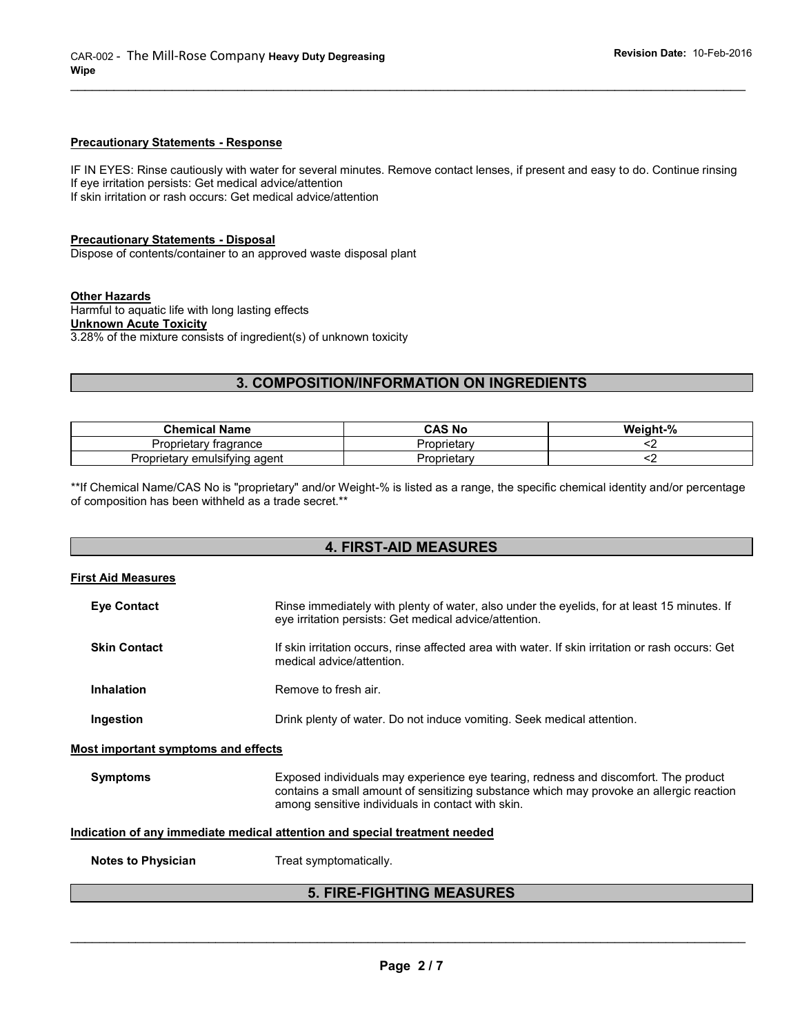**Precautionary Statements - Response**

IF IN EYES: Rinse cautiously with water for several minutes. Remove contact lenses, if present and easy to do. Continue rinsing
If eye irritation persists: Get medical advice/attention
If skin irritation or rash occurs: Get medical advice/attention

**Precautionary Statements - Disposal**

Dispose of contents/container to an approved waste disposal plant

**Other Hazards**

Harmful to aquatic life with long lasting effects

**Unknown Acute Toxicity**

3.28% of the mixture consists of ingredient(s) of unknown toxicity

## 3. COMPOSITION/INFORMATION ON INGREDIENTS

| Chemical Name | CAS No | Weight-% |
|---|---|---|
| Proprietary fragrance | Proprietary | <2 |
| Proprietary emulsifying agent | Proprietary | <2 |

**If Chemical Name/CAS No is "proprietary" and/or Weight-% is listed as a range, the specific chemical identity and/or percentage of composition has been withheld as a trade secret.**

## 4. FIRST-AID MEASURES

**First Aid Measures**

**Eye Contact** — Rinse immediately with plenty of water, also under the eyelids, for at least 15 minutes. If eye irritation persists: Get medical advice/attention.

**Skin Contact** — If skin irritation occurs, rinse affected area with water. If skin irritation or rash occurs: Get medical advice/attention.

**Inhalation** — Remove to fresh air.

**Ingestion** — Drink plenty of water. Do not induce vomiting. Seek medical attention.

**Most important symptoms and effects**

**Symptoms** — Exposed individuals may experience eye tearing, redness and discomfort. The product contains a small amount of sensitizing substance which may provoke an allergic reaction among sensitive individuals in contact with skin.

**Indication of any immediate medical attention and special treatment needed**

**Notes to Physician** — Treat symptomatically.

## 5. FIRE-FIGHTING MEASURES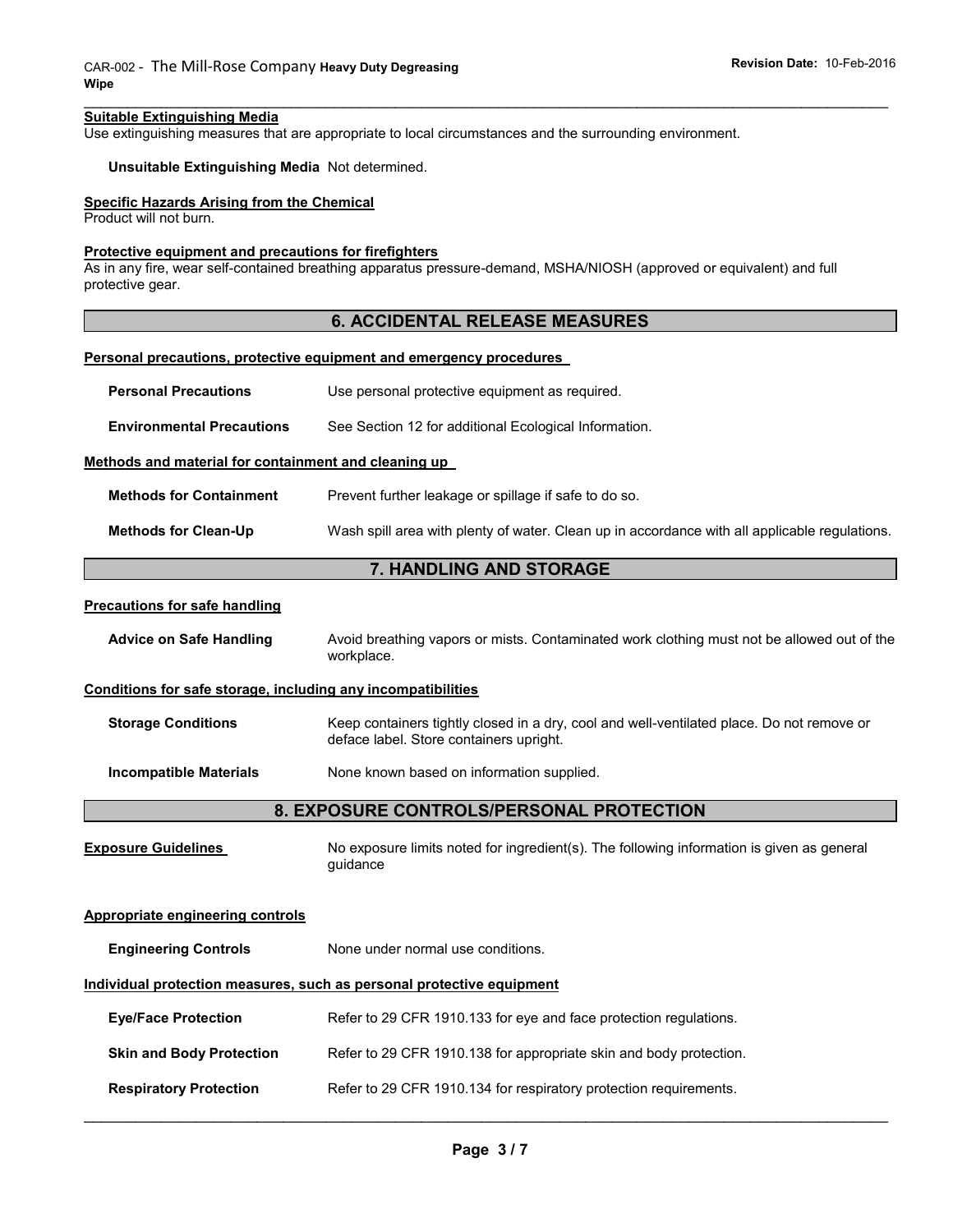**Suitable Extinguishing Media**

Use extinguishing measures that are appropriate to local circumstances and the surrounding environment.

**Unsuitable Extinguishing Media** Not determined.

**Specific Hazards Arising from the Chemical**

Product will not burn.

**Protective equipment and precautions for firefighters**

As in any fire, wear self-contained breathing apparatus pressure-demand, MSHA/NIOSH (approved or equivalent) and full protective gear.

## 6. ACCIDENTAL RELEASE MEASURES

**Personal precautions, protective equipment and emergency procedures**

**Personal Precautions** Use personal protective equipment as required.

**Environmental Precautions** See Section 12 for additional Ecological Information.

**Methods and material for containment and cleaning up**

**Methods for Containment** Prevent further leakage or spillage if safe to do so.

**Methods for Clean-Up** Wash spill area with plenty of water. Clean up in accordance with all applicable regulations.

## 7. HANDLING AND STORAGE

**Precautions for safe handling**

**Advice on Safe Handling** Avoid breathing vapors or mists. Contaminated work clothing must not be allowed out of the workplace.

**Conditions for safe storage, including any incompatibilities**

**Storage Conditions** Keep containers tightly closed in a dry, cool and well-ventilated place. Do not remove or deface label. Store containers upright.

**Incompatible Materials** None known based on information supplied.

## 8. EXPOSURE CONTROLS/PERSONAL PROTECTION

**Exposure Guidelines** No exposure limits noted for ingredient(s). The following information is given as general guidance

**Appropriate engineering controls**

**Engineering Controls** None under normal use conditions.

**Individual protection measures, such as personal protective equipment**

**Eye/Face Protection** Refer to 29 CFR 1910.133 for eye and face protection regulations.

**Skin and Body Protection** Refer to 29 CFR 1910.138 for appropriate skin and body protection.

**Respiratory Protection** Refer to 29 CFR 1910.134 for respiratory protection requirements.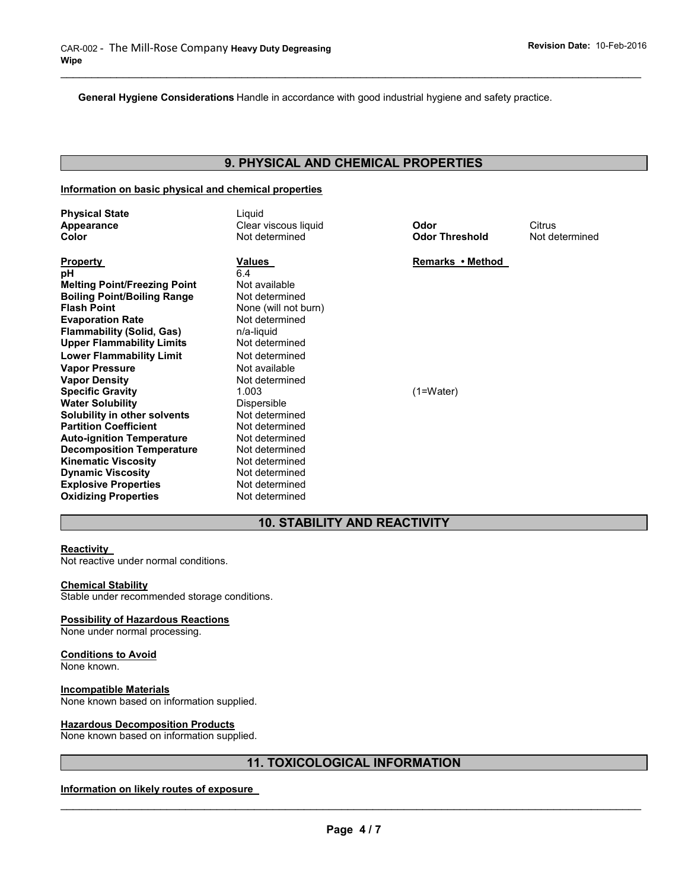**General Hygiene Considerations** Handle in accordance with good industrial hygiene and safety practice.

## 9. PHYSICAL AND CHEMICAL PROPERTIES

### Information on basic physical and chemical properties

| | | | |
|---|---|---|---|
| **Physical State** | Liquid | | |
| **Appearance** | Clear viscous liquid | **Odor** | Citrus |
| **Color** | Not determined | **Odor Threshold** | Not determined |

| **Property** | **Values** | **Remarks • Method** |
|---|---|---|
| **pH** | 6.4 | |
| **Melting Point/Freezing Point** | Not available | |
| **Boiling Point/Boiling Range** | Not determined | |
| **Flash Point** | None (will not burn) | |
| **Evaporation Rate** | Not determined | |
| **Flammability (Solid, Gas)** | n/a-liquid | |
| **Upper Flammability Limits** | Not determined | |
| **Lower Flammability Limit** | Not determined | |
| **Vapor Pressure** | Not available | |
| **Vapor Density** | Not determined | |
| **Specific Gravity** | 1.003 | (1=Water) |
| **Water Solubility** | Dispersible | |
| **Solubility in other solvents** | Not determined | |
| **Partition Coefficient** | Not determined | |
| **Auto-ignition Temperature** | Not determined | |
| **Decomposition Temperature** | Not determined | |
| **Kinematic Viscosity** | Not determined | |
| **Dynamic Viscosity** | Not determined | |
| **Explosive Properties** | Not determined | |
| **Oxidizing Properties** | Not determined | |

## 10. STABILITY AND REACTIVITY

**Reactivity**
Not reactive under normal conditions.

**Chemical Stability**
Stable under recommended storage conditions.

**Possibility of Hazardous Reactions**
None under normal processing.

**Conditions to Avoid**
None known.

**Incompatible Materials**
None known based on information supplied.

**Hazardous Decomposition Products**
None known based on information supplied.

## 11. TOXICOLOGICAL INFORMATION

**Information on likely routes of exposure**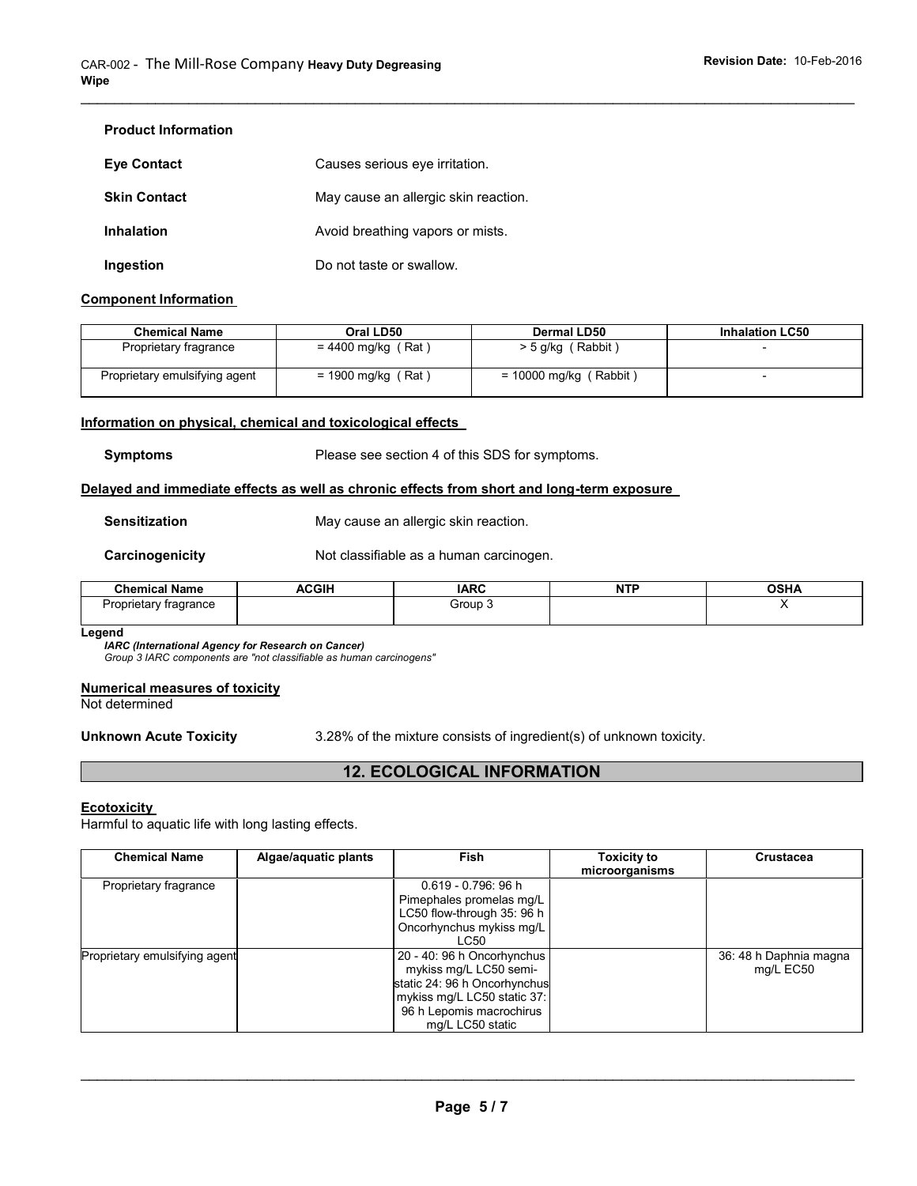**Product Information**

**Eye Contact** Causes serious eye irritation.

**Skin Contact** May cause an allergic skin reaction.

**Inhalation** Avoid breathing vapors or mists.

**Ingestion** Do not taste or swallow.

**Component Information**

| Chemical Name | Oral LD50 | Dermal LD50 | Inhalation LC50 |
|---|---|---|---|
| Proprietary fragrance | = 4400 mg/kg ( Rat ) | > 5 g/kg ( Rabbit ) | - |
| Proprietary emulsifying agent | = 1900 mg/kg ( Rat ) | = 10000 mg/kg ( Rabbit ) | - |

**Information on physical, chemical and toxicological effects**

**Symptoms** Please see section 4 of this SDS for symptoms.

**Delayed and immediate effects as well as chronic effects from short and long-term exposure**

**Sensitization** May cause an allergic skin reaction.

**Carcinogenicity** Not classifiable as a human carcinogen.

| Chemical Name | ACGIH | IARC | NTP | OSHA |
|---|---|---|---|---|
| Proprietary fragrance | | Group 3 | | X |

**Legend**

***IARC (International Agency for Research on Cancer)***
*Group 3 IARC components are "not classifiable as human carcinogens"*

**Numerical measures of toxicity**
Not determined

**Unknown Acute Toxicity** 3.28% of the mixture consists of ingredient(s) of unknown toxicity.

## 12. ECOLOGICAL INFORMATION

**Ecotoxicity**
Harmful to aquatic life with long lasting effects.

| Chemical Name | Algae/aquatic plants | Fish | Toxicity to microorganisms | Crustacea |
|---|---|---|---|---|
| Proprietary fragrance | | 0.619 - 0.796: 96 h Pimephales promelas mg/L LC50 flow-through 35: 96 h Oncorhynchus mykiss mg/L LC50 | | |
| Proprietary emulsifying agent | | 20 - 40: 96 h Oncorhynchus mykiss mg/L LC50 semi-static 24: 96 h Oncorhynchus mykiss mg/L LC50 static 37: 96 h Lepomis macrochirus mg/L LC50 static | | 36: 48 h Daphnia magna mg/L EC50 |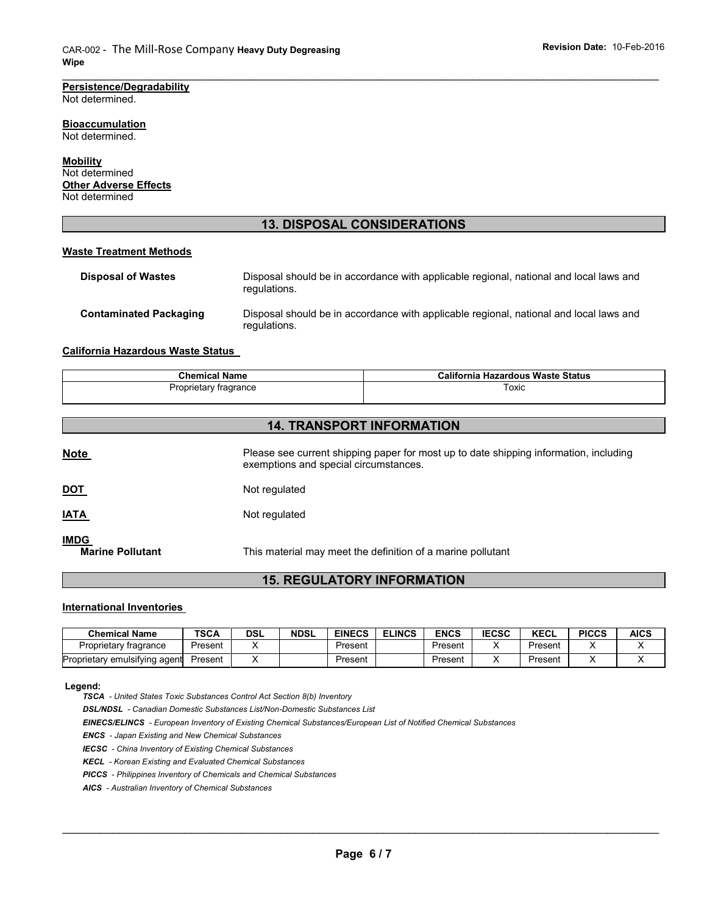**Persistence/Degradability**
Not determined.

**Bioaccumulation**
Not determined.

**Mobility**
Not determined

**Other Adverse Effects**
Not determined

## 13. DISPOSAL CONSIDERATIONS

**Waste Treatment Methods**

**Disposal of Wastes** Disposal should be in accordance with applicable regional, national and local laws and regulations.

**Contaminated Packaging** Disposal should be in accordance with applicable regional, national and local laws and regulations.

**California Hazardous Waste Status**

| Chemical Name | California Hazardous Waste Status |
|---|---|
| Proprietary fragrance | Toxic |

## 14. TRANSPORT INFORMATION

**Note** Please see current shipping paper for most up to date shipping information, including exemptions and special circumstances.

**DOT** Not regulated

**IATA** Not regulated

**IMDG**
**Marine Pollutant** This material may meet the definition of a marine pollutant

## 15. REGULATORY INFORMATION

**International Inventories**

| Chemical Name | TSCA | DSL | NDSL | EINECS | ELINCS | ENCS | IECSC | KECL | PICCS | AICS |
|---|---|---|---|---|---|---|---|---|---|---|
| Proprietary fragrance | Present | X | | Present | | Present | X | Present | X | X |
| Proprietary emulsifying agent | Present | X | | Present | | Present | X | Present | X | X |

**Legend:**

***TSCA*** *- United States Toxic Substances Control Act Section 8(b) Inventory*

***DSL/NDSL*** *- Canadian Domestic Substances List/Non-Domestic Substances List*

***EINECS/ELINCS*** *- European Inventory of Existing Chemical Substances/European List of Notified Chemical Substances*

***ENCS*** *- Japan Existing and New Chemical Substances*

***IECSC*** *- China Inventory of Existing Chemical Substances*

***KECL*** *- Korean Existing and Evaluated Chemical Substances*

***PICCS*** *- Philippines Inventory of Chemicals and Chemical Substances*

***AICS*** *- Australian Inventory of Chemical Substances*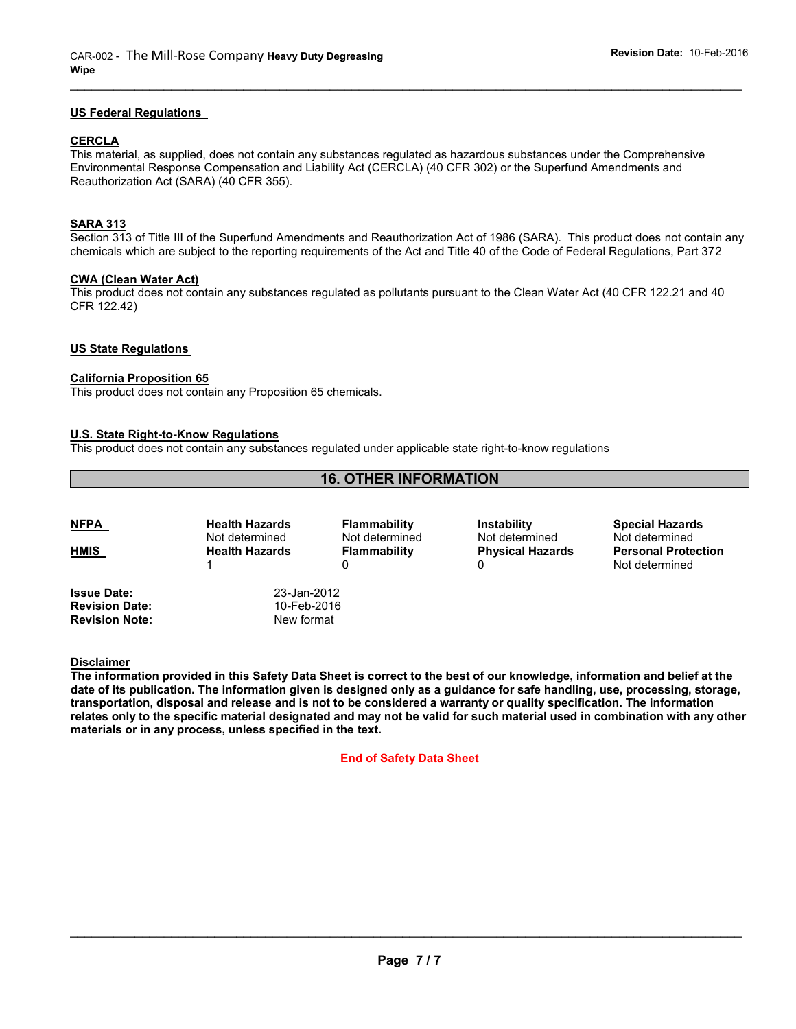### US Federal Regulations

#### CERCLA

This material, as supplied, does not contain any substances regulated as hazardous substances under the Comprehensive Environmental Response Compensation and Liability Act (CERCLA) (40 CFR 302) or the Superfund Amendments and Reauthorization Act (SARA) (40 CFR 355).

#### SARA 313

Section 313 of Title III of the Superfund Amendments and Reauthorization Act of 1986 (SARA). This product does not contain any chemicals which are subject to the reporting requirements of the Act and Title 40 of the Code of Federal Regulations, Part 372

#### CWA (Clean Water Act)

This product does not contain any substances regulated as pollutants pursuant to the Clean Water Act (40 CFR 122.21 and 40 CFR 122.42)

### US State Regulations

#### California Proposition 65

This product does not contain any Proposition 65 chemicals.

#### U.S. State Right-to-Know Regulations

This product does not contain any substances regulated under applicable state right-to-know regulations

## 16. OTHER INFORMATION

| | | | | |
|---|---|---|---|---|
| **NFPA** | **Health Hazards** | **Flammability** | **Instability** | **Special Hazards** |
| | Not determined | Not determined | Not determined | Not determined |
| **HMIS** | **Health Hazards** | **Flammability** | **Physical Hazards** | **Personal Protection** |
| | 1 | 0 | 0 | Not determined |

**Issue Date:** 23-Jan-2012
**Revision Date:** 10-Feb-2016
**Revision Note:** New format

#### Disclaimer

**The information provided in this Safety Data Sheet is correct to the best of our knowledge, information and belief at the date of its publication. The information given is designed only as a guidance for safe handling, use, processing, storage, transportation, disposal and release and is not to be considered a warranty or quality specification. The information relates only to the specific material designated and may not be valid for such material used in combination with any other materials or in any process, unless specified in the text.**

**End of Safety Data Sheet**